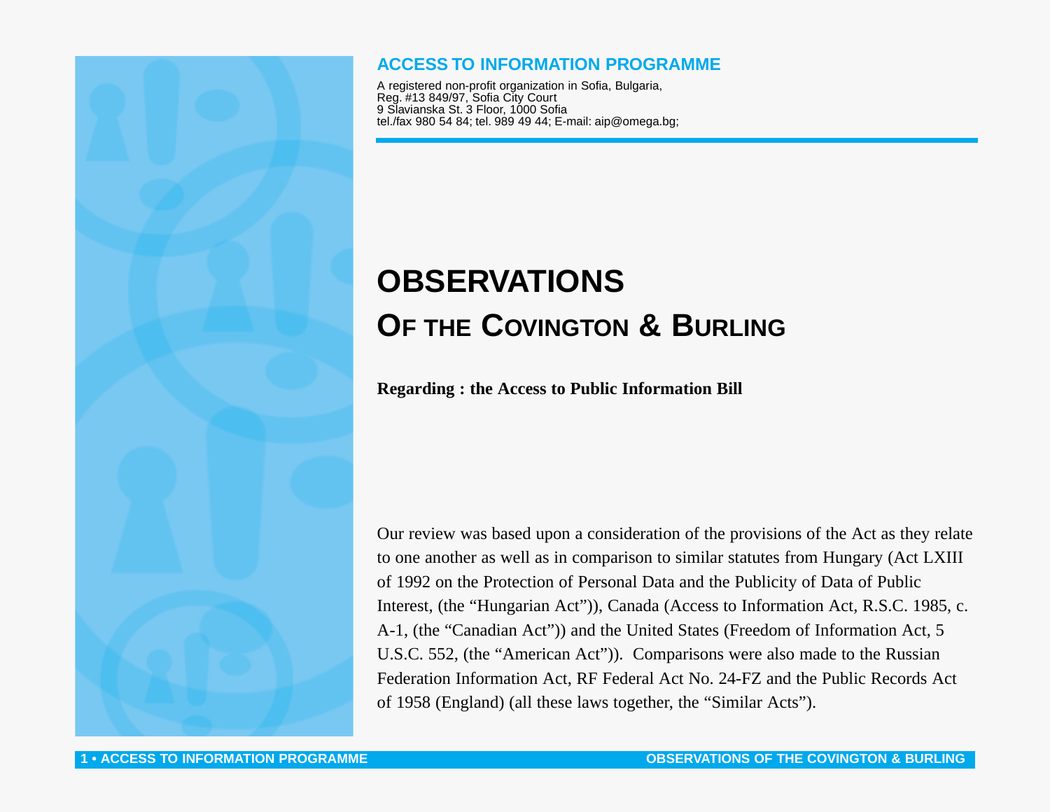**ACCESS TO INFORMATION PROGRAMME**

A registered non-profit organization in Sofia, Bulgaria,
Reg. #13 849/97, Sofia City Court
9 Slavianska St. 3 Floor, 1000 Sofia
tel./fax 980 54 84; tel. 989 49 44; E-mail: aip@omega.bg;

# OBSERVATIONS

## OF THE COVINGTON & BURLING

**Regarding : the Access to Public Information Bill**

Our review was based upon a consideration of the provisions of the Act as they relate to one another as well as in comparison to similar statutes from Hungary (Act LXIII of 1992 on the Protection of Personal Data and the Publicity of Data of Public Interest, (the "Hungarian Act")), Canada (Access to Information Act, R.S.C. 1985, c. A-1, (the "Canadian Act")) and the United States (Freedom of Information Act, 5 U.S.C. 552, (the "American Act")). Comparisons were also made to the Russian Federation Information Act, RF Federal Act No. 24-FZ and the Public Records Act of 1958 (England) (all these laws together, the "Similar Acts").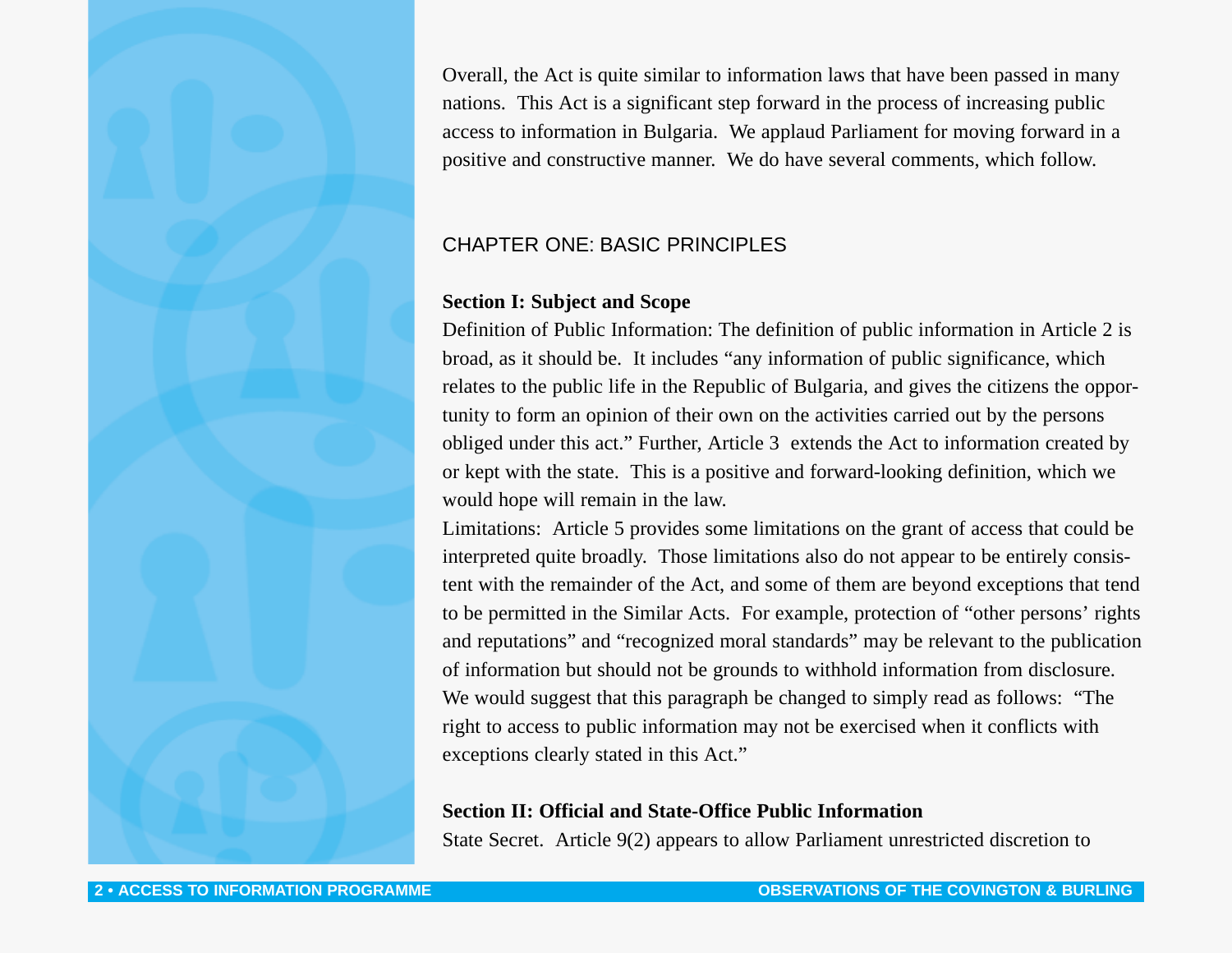Overall, the Act is quite similar to information laws that have been passed in many nations. This Act is a significant step forward in the process of increasing public access to information in Bulgaria. We applaud Parliament for moving forward in a positive and constructive manner. We do have several comments, which follow.

## CHAPTER ONE: BASIC PRINCIPLES

### Section I: Subject and Scope

Definition of Public Information: The definition of public information in Article 2 is broad, as it should be. It includes "any information of public significance, which relates to the public life in the Republic of Bulgaria, and gives the citizens the opportunity to form an opinion of their own on the activities carried out by the persons obliged under this act." Further, Article 3 extends the Act to information created by or kept with the state. This is a positive and forward-looking definition, which we would hope will remain in the law.

Limitations: Article 5 provides some limitations on the grant of access that could be interpreted quite broadly. Those limitations also do not appear to be entirely consistent with the remainder of the Act, and some of them are beyond exceptions that tend to be permitted in the Similar Acts. For example, protection of "other persons' rights and reputations" and "recognized moral standards" may be relevant to the publication of information but should not be grounds to withhold information from disclosure. We would suggest that this paragraph be changed to simply read as follows: "The right to access to public information may not be exercised when it conflicts with exceptions clearly stated in this Act."

### Section II: Official and State-Office Public Information

State Secret. Article 9(2) appears to allow Parliament unrestricted discretion to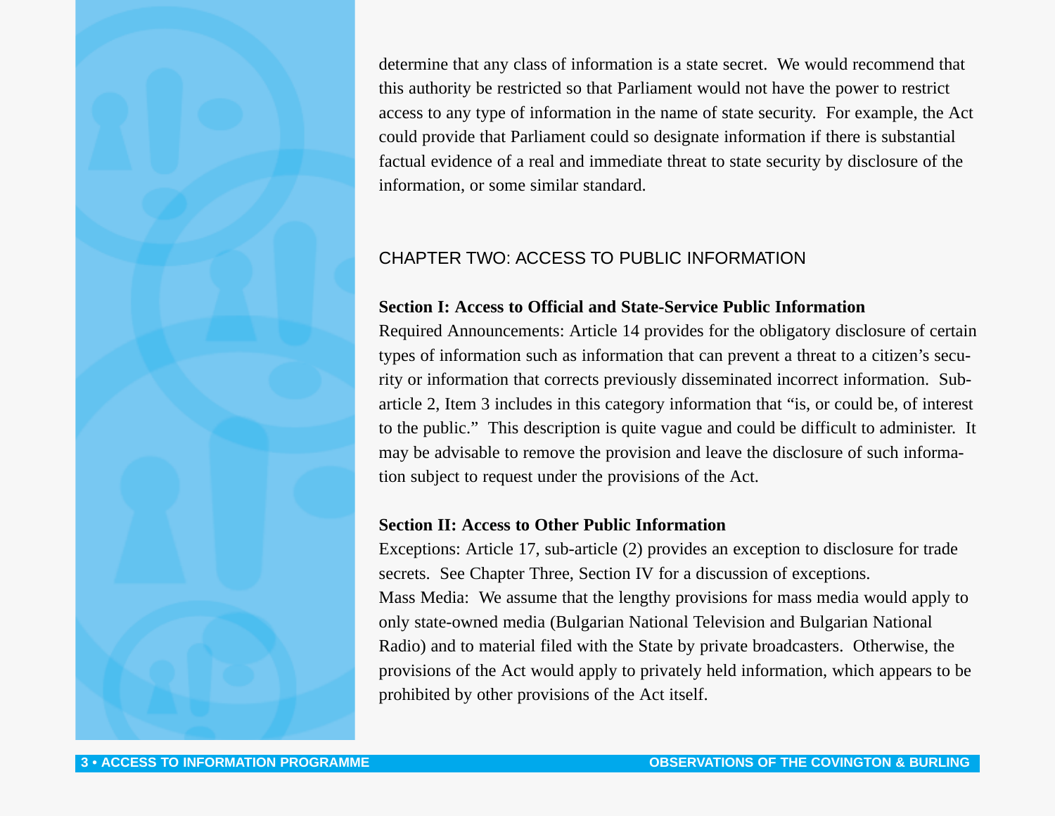determine that any class of information is a state secret. We would recommend that this authority be restricted so that Parliament would not have the power to restrict access to any type of information in the name of state security. For example, the Act could provide that Parliament could so designate information if there is substantial factual evidence of a real and immediate threat to state security by disclosure of the information, or some similar standard.

## CHAPTER TWO: ACCESS TO PUBLIC INFORMATION

**Section I: Access to Official and State-Service Public Information**

Required Announcements: Article 14 provides for the obligatory disclosure of certain types of information such as information that can prevent a threat to a citizen's security or information that corrects previously disseminated incorrect information. Sub-article 2, Item 3 includes in this category information that "is, or could be, of interest to the public." This description is quite vague and could be difficult to administer. It may be advisable to remove the provision and leave the disclosure of such information subject to request under the provisions of the Act.

**Section II: Access to Other Public Information**

Exceptions: Article 17, sub-article (2) provides an exception to disclosure for trade secrets. See Chapter Three, Section IV for a discussion of exceptions.

Mass Media: We assume that the lengthy provisions for mass media would apply to only state-owned media (Bulgarian National Television and Bulgarian National Radio) and to material filed with the State by private broadcasters. Otherwise, the provisions of the Act would apply to privately held information, which appears to be prohibited by other provisions of the Act itself.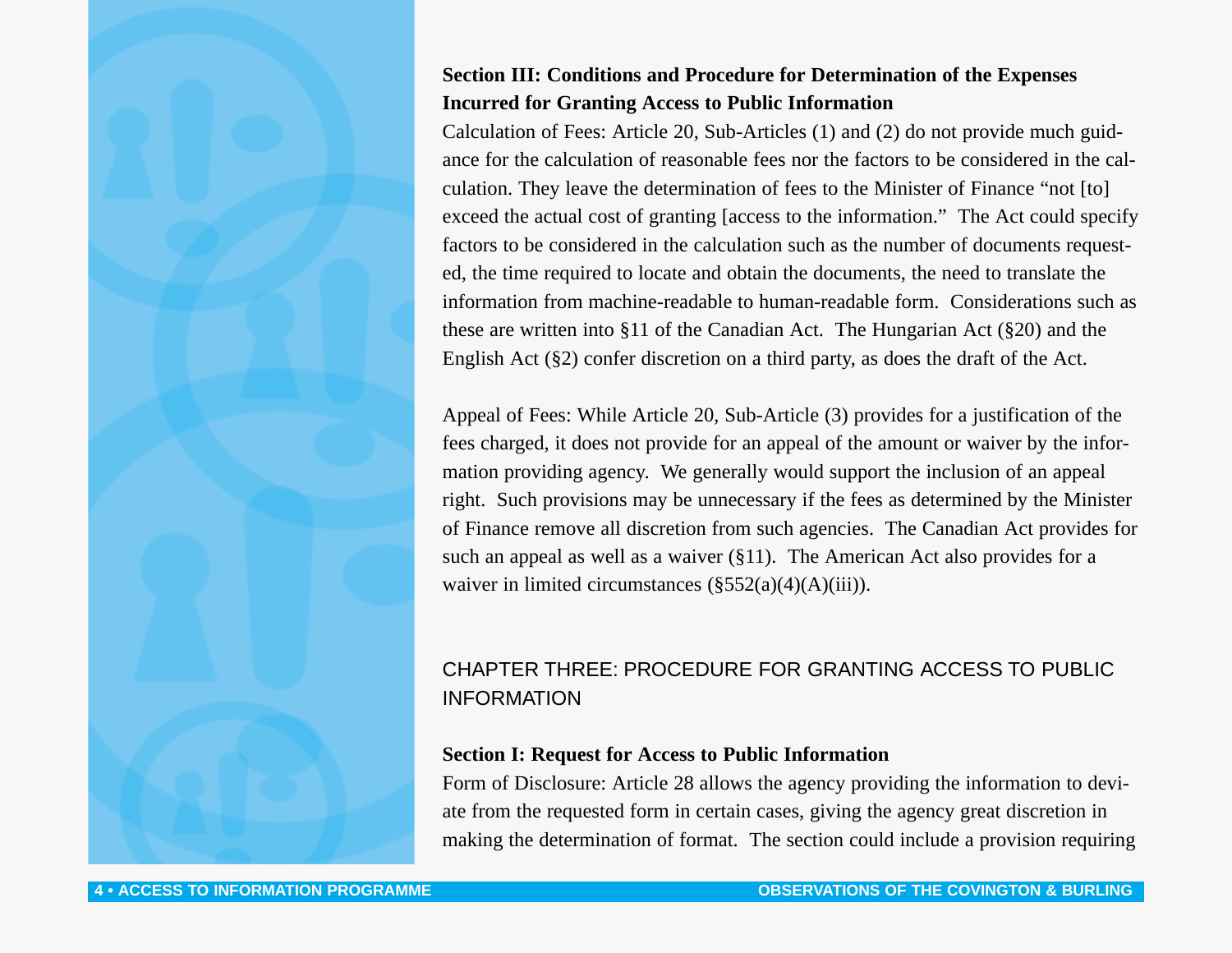**Section III: Conditions and Procedure for Determination of the Expenses Incurred for Granting Access to Public Information**

Calculation of Fees: Article 20, Sub-Articles (1) and (2) do not provide much guidance for the calculation of reasonable fees nor the factors to be considered in the calculation. They leave the determination of fees to the Minister of Finance "not [to] exceed the actual cost of granting [access to the information." The Act could specify factors to be considered in the calculation such as the number of documents requested, the time required to locate and obtain the documents, the need to translate the information from machine-readable to human-readable form. Considerations such as these are written into §11 of the Canadian Act. The Hungarian Act (§20) and the English Act (§2) confer discretion on a third party, as does the draft of the Act.

Appeal of Fees: While Article 20, Sub-Article (3) provides for a justification of the fees charged, it does not provide for an appeal of the amount or waiver by the information providing agency. We generally would support the inclusion of an appeal right. Such provisions may be unnecessary if the fees as determined by the Minister of Finance remove all discretion from such agencies. The Canadian Act provides for such an appeal as well as a waiver (§11). The American Act also provides for a waiver in limited circumstances (§552(a)(4)(A)(iii)).

## CHAPTER THREE: PROCEDURE FOR GRANTING ACCESS TO PUBLIC INFORMATION

**Section I: Request for Access to Public Information**

Form of Disclosure: Article 28 allows the agency providing the information to deviate from the requested form in certain cases, giving the agency great discretion in making the determination of format. The section could include a provision requiring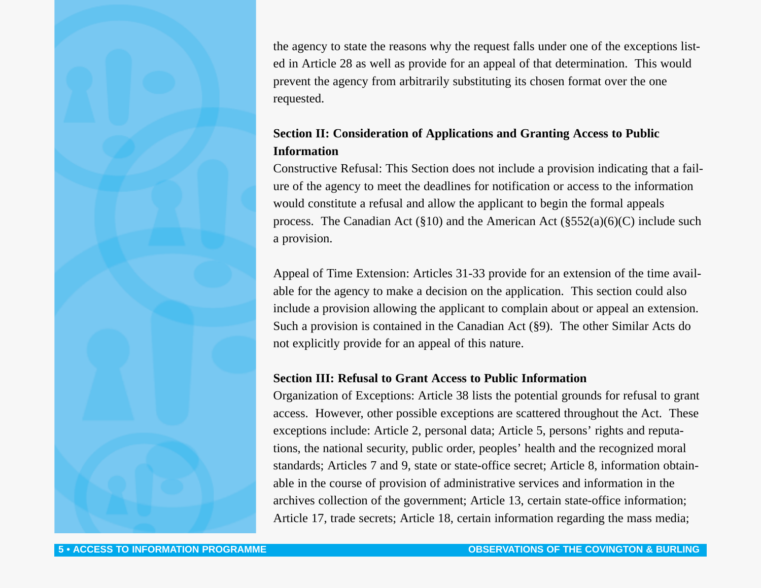the agency to state the reasons why the request falls under one of the exceptions listed in Article 28 as well as provide for an appeal of that determination. This would prevent the agency from arbitrarily substituting its chosen format over the one requested.

**Section II: Consideration of Applications and Granting Access to Public Information**

Constructive Refusal: This Section does not include a provision indicating that a failure of the agency to meet the deadlines for notification or access to the information would constitute a refusal and allow the applicant to begin the formal appeals process. The Canadian Act (§10) and the American Act (§552(a)(6)(C) include such a provision.

Appeal of Time Extension: Articles 31-33 provide for an extension of the time available for the agency to make a decision on the application. This section could also include a provision allowing the applicant to complain about or appeal an extension. Such a provision is contained in the Canadian Act (§9). The other Similar Acts do not explicitly provide for an appeal of this nature.

**Section III: Refusal to Grant Access to Public Information**

Organization of Exceptions: Article 38 lists the potential grounds for refusal to grant access. However, other possible exceptions are scattered throughout the Act. These exceptions include: Article 2, personal data; Article 5, persons' rights and reputations, the national security, public order, peoples' health and the recognized moral standards; Articles 7 and 9, state or state-office secret; Article 8, information obtainable in the course of provision of administrative services and information in the archives collection of the government; Article 13, certain state-office information; Article 17, trade secrets; Article 18, certain information regarding the mass media;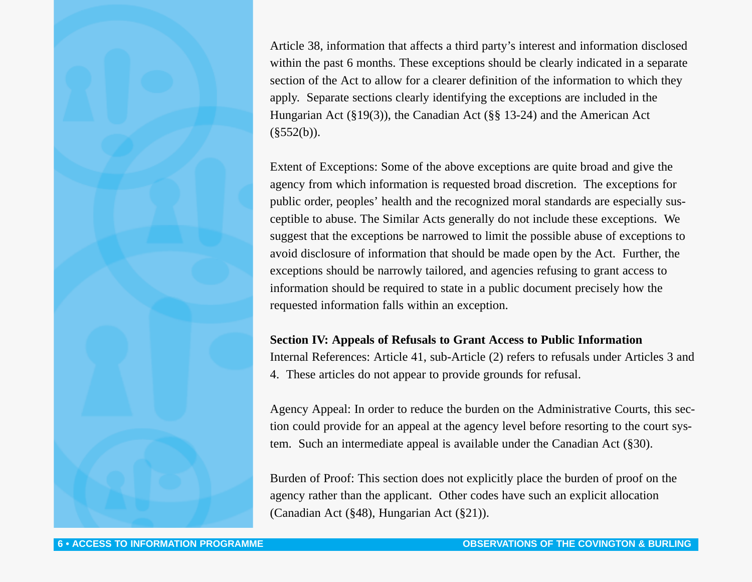Article 38, information that affects a third party's interest and information disclosed within the past 6 months. These exceptions should be clearly indicated in a separate section of the Act to allow for a clearer definition of the information to which they apply. Separate sections clearly identifying the exceptions are included in the Hungarian Act (§19(3)), the Canadian Act (§§ 13-24) and the American Act (§552(b)).

Extent of Exceptions: Some of the above exceptions are quite broad and give the agency from which information is requested broad discretion. The exceptions for public order, peoples' health and the recognized moral standards are especially susceptible to abuse. The Similar Acts generally do not include these exceptions. We suggest that the exceptions be narrowed to limit the possible abuse of exceptions to avoid disclosure of information that should be made open by the Act. Further, the exceptions should be narrowly tailored, and agencies refusing to grant access to information should be required to state in a public document precisely how the requested information falls within an exception.

**Section IV: Appeals of Refusals to Grant Access to Public Information**

Internal References: Article 41, sub-Article (2) refers to refusals under Articles 3 and 4. These articles do not appear to provide grounds for refusal.

Agency Appeal: In order to reduce the burden on the Administrative Courts, this section could provide for an appeal at the agency level before resorting to the court system. Such an intermediate appeal is available under the Canadian Act (§30).

Burden of Proof: This section does not explicitly place the burden of proof on the agency rather than the applicant. Other codes have such an explicit allocation (Canadian Act (§48), Hungarian Act (§21)).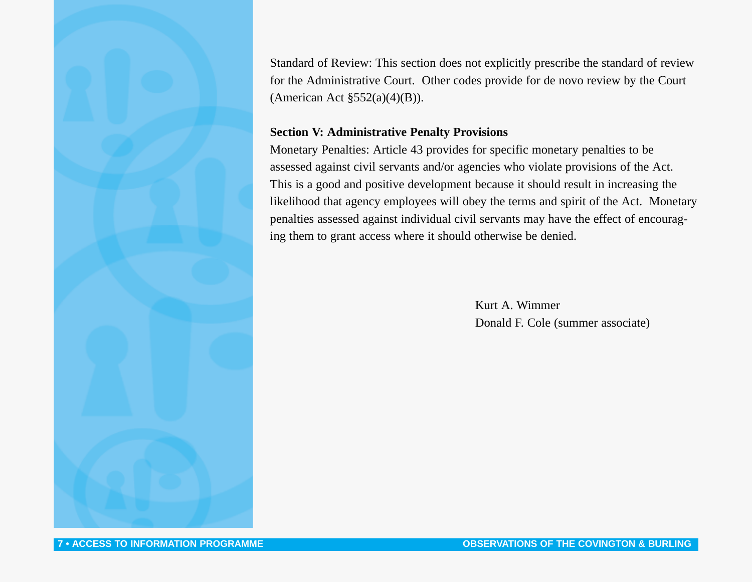Standard of Review: This section does not explicitly prescribe the standard of review for the Administrative Court. Other codes provide for de novo review by the Court (American Act §552(a)(4)(B)).

**Section V: Administrative Penalty Provisions**

Monetary Penalties: Article 43 provides for specific monetary penalties to be assessed against civil servants and/or agencies who violate provisions of the Act. This is a good and positive development because it should result in increasing the likelihood that agency employees will obey the terms and spirit of the Act. Monetary penalties assessed against individual civil servants may have the effect of encouraging them to grant access where it should otherwise be denied.

Kurt A. Wimmer
Donald F. Cole (summer associate)